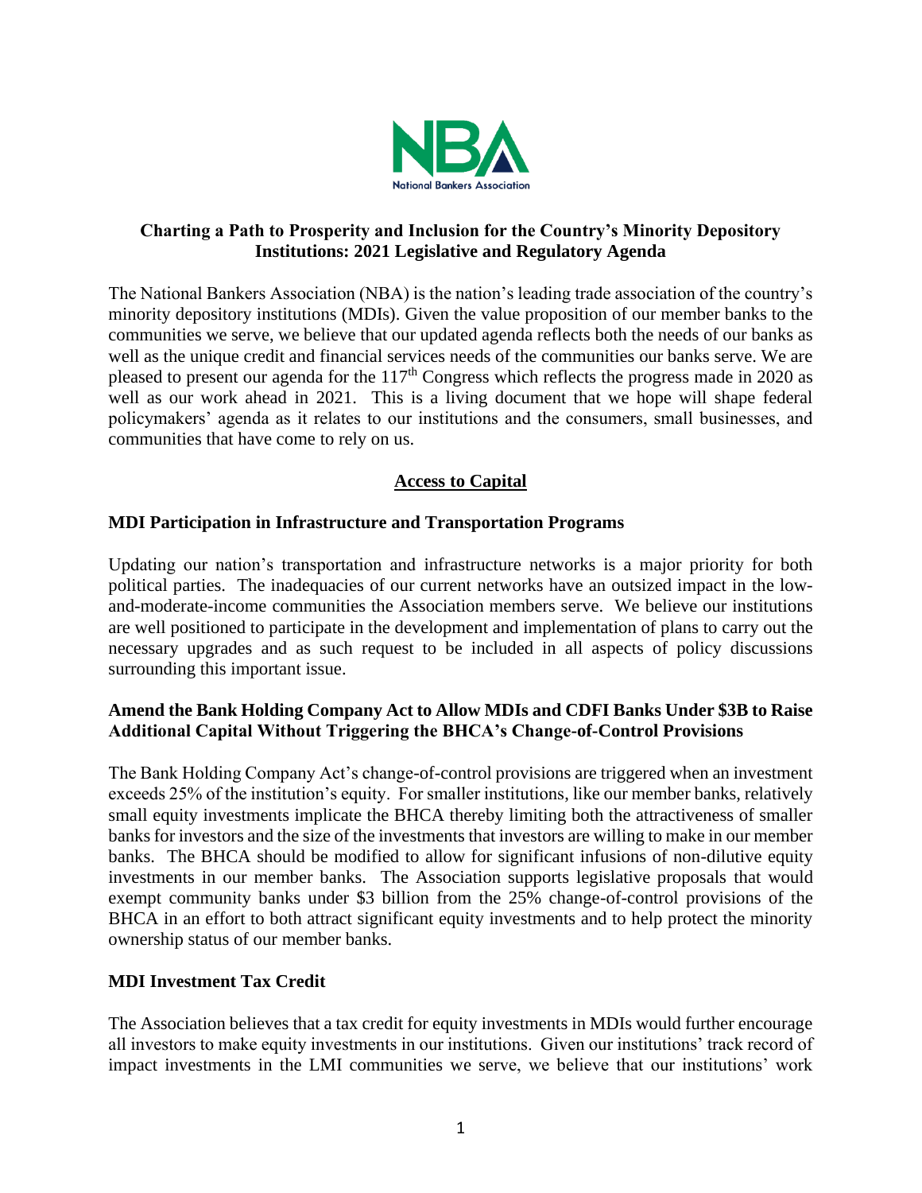# Charting a Path to Prosperity and Inclusion for the Country's Minority Depository Institutions: 2021 Legislative and Regulatory Agenda

The National Bankers Association (NBA) is the nation's leading trade association of the country's minority depository institutions (MDIs). Given the value proposition of our member banks to the communities we serve, we believe that our updated agenda reflects both the needs of our banks as well as the unique credit and financial services needs of the communities our banks serve. We are pleased to present our agenda for the 117th Congress which reflects the progress made in 2020 as well as our work ahead in 2021. This is a living document that we hope will shape federal policymakers' agenda as it relates to our institutions and the consumers, small businesses, and communities that have come to rely on us.

## Access to Capital

### MDI Participation in Infrastructure and Transportation Programs

Updating our nation's transportation and infrastructure networks is a major priority for both political parties. The inadequacies of our current networks have an outsized impact in the low-and-moderate-income communities the Association members serve. We believe our institutions are well positioned to participate in the development and implementation of plans to carry out the necessary upgrades and as such request to be included in all aspects of policy discussions surrounding this important issue.

### Amend the Bank Holding Company Act to Allow MDIs and CDFI Banks Under $3B to Raise Additional Capital Without Triggering the BHCA's Change-of-Control Provisions

The Bank Holding Company Act's change-of-control provisions are triggered when an investment exceeds 25% of the institution's equity. For smaller institutions, like our member banks, relatively small equity investments implicate the BHCA thereby limiting both the attractiveness of smaller banks for investors and the size of the investments that investors are willing to make in our member banks. The BHCA should be modified to allow for significant infusions of non-dilutive equity investments in our member banks. The Association supports legislative proposals that would exempt community banks under $3 billion from the 25% change-of-control provisions of the BHCA in an effort to both attract significant equity investments and to help protect the minority ownership status of our member banks.

### MDI Investment Tax Credit

The Association believes that a tax credit for equity investments in MDIs would further encourage all investors to make equity investments in our institutions. Given our institutions' track record of impact investments in the LMI communities we serve, we believe that our institutions' work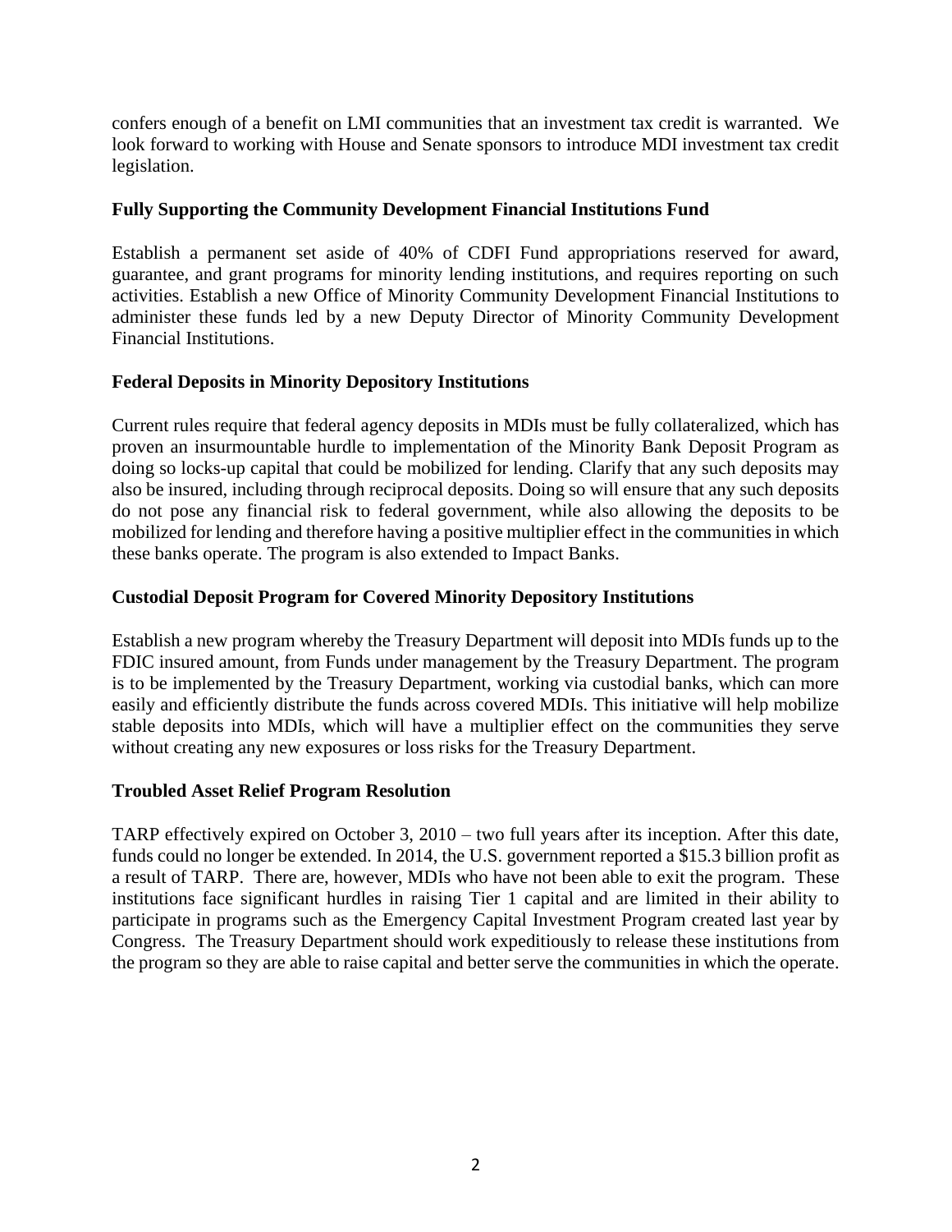confers enough of a benefit on LMI communities that an investment tax credit is warranted. We look forward to working with House and Senate sponsors to introduce MDI investment tax credit legislation.

**Fully Supporting the Community Development Financial Institutions Fund**

Establish a permanent set aside of 40% of CDFI Fund appropriations reserved for award, guarantee, and grant programs for minority lending institutions, and requires reporting on such activities. Establish a new Office of Minority Community Development Financial Institutions to administer these funds led by a new Deputy Director of Minority Community Development Financial Institutions.

**Federal Deposits in Minority Depository Institutions**

Current rules require that federal agency deposits in MDIs must be fully collateralized, which has proven an insurmountable hurdle to implementation of the Minority Bank Deposit Program as doing so locks-up capital that could be mobilized for lending. Clarify that any such deposits may also be insured, including through reciprocal deposits. Doing so will ensure that any such deposits do not pose any financial risk to federal government, while also allowing the deposits to be mobilized for lending and therefore having a positive multiplier effect in the communities in which these banks operate. The program is also extended to Impact Banks.

**Custodial Deposit Program for Covered Minority Depository Institutions**

Establish a new program whereby the Treasury Department will deposit into MDIs funds up to the FDIC insured amount, from Funds under management by the Treasury Department. The program is to be implemented by the Treasury Department, working via custodial banks, which can more easily and efficiently distribute the funds across covered MDIs. This initiative will help mobilize stable deposits into MDIs, which will have a multiplier effect on the communities they serve without creating any new exposures or loss risks for the Treasury Department.

**Troubled Asset Relief Program Resolution**

TARP effectively expired on October 3, 2010 – two full years after its inception. After this date, funds could no longer be extended. In 2014, the U.S. government reported a $15.3 billion profit as a result of TARP. There are, however, MDIs who have not been able to exit the program. These institutions face significant hurdles in raising Tier 1 capital and are limited in their ability to participate in programs such as the Emergency Capital Investment Program created last year by Congress. The Treasury Department should work expeditiously to release these institutions from the program so they are able to raise capital and better serve the communities in which the operate.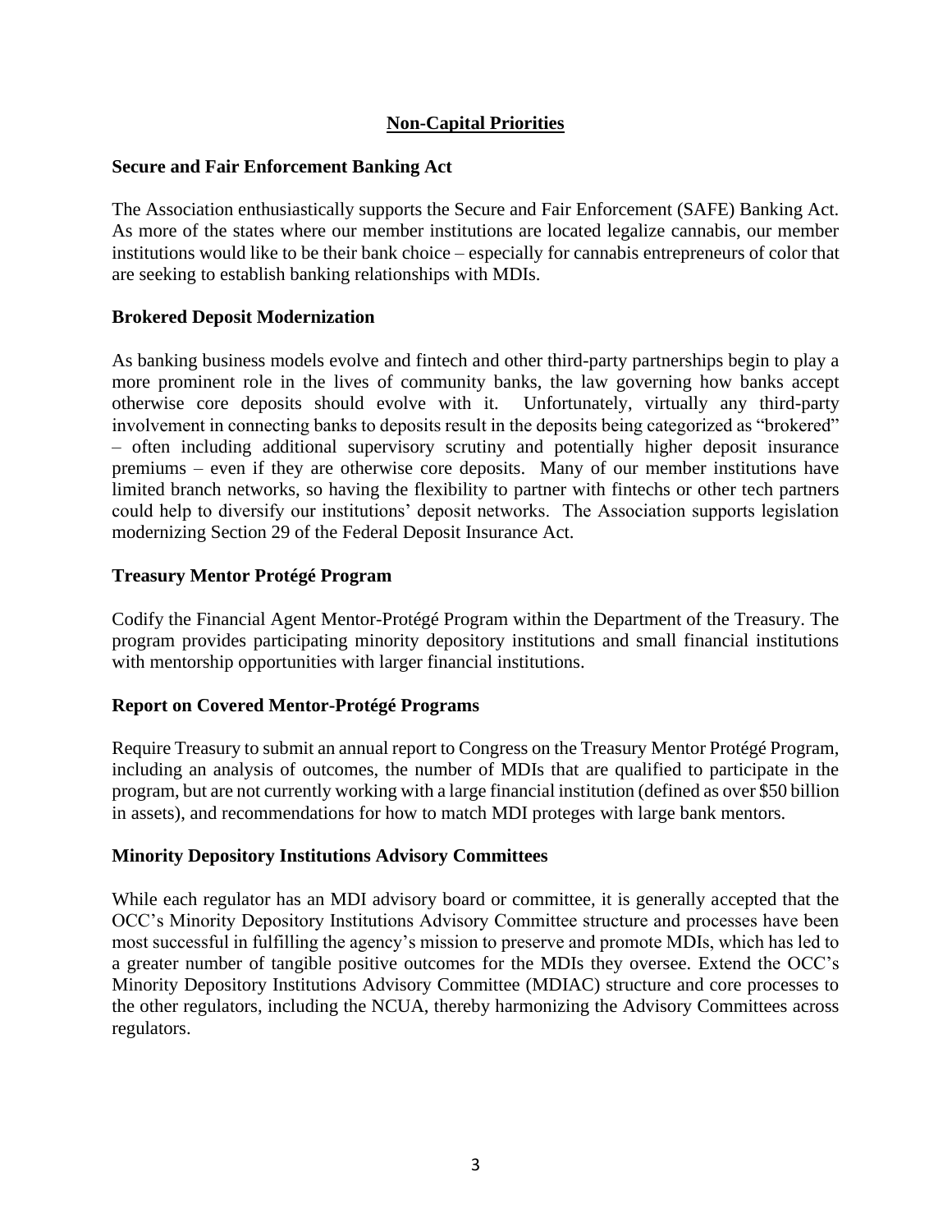## Non-Capital Priorities

### Secure and Fair Enforcement Banking Act

The Association enthusiastically supports the Secure and Fair Enforcement (SAFE) Banking Act. As more of the states where our member institutions are located legalize cannabis, our member institutions would like to be their bank choice – especially for cannabis entrepreneurs of color that are seeking to establish banking relationships with MDIs.

### Brokered Deposit Modernization

As banking business models evolve and fintech and other third-party partnerships begin to play a more prominent role in the lives of community banks, the law governing how banks accept otherwise core deposits should evolve with it. Unfortunately, virtually any third-party involvement in connecting banks to deposits result in the deposits being categorized as "brokered" – often including additional supervisory scrutiny and potentially higher deposit insurance premiums – even if they are otherwise core deposits. Many of our member institutions have limited branch networks, so having the flexibility to partner with fintechs or other tech partners could help to diversify our institutions' deposit networks. The Association supports legislation modernizing Section 29 of the Federal Deposit Insurance Act.

### Treasury Mentor Protégé Program

Codify the Financial Agent Mentor-Protégé Program within the Department of the Treasury. The program provides participating minority depository institutions and small financial institutions with mentorship opportunities with larger financial institutions.

### Report on Covered Mentor-Protégé Programs

Require Treasury to submit an annual report to Congress on the Treasury Mentor Protégé Program, including an analysis of outcomes, the number of MDIs that are qualified to participate in the program, but are not currently working with a large financial institution (defined as over $50 billion in assets), and recommendations for how to match MDI proteges with large bank mentors.

### Minority Depository Institutions Advisory Committees

While each regulator has an MDI advisory board or committee, it is generally accepted that the OCC's Minority Depository Institutions Advisory Committee structure and processes have been most successful in fulfilling the agency's mission to preserve and promote MDIs, which has led to a greater number of tangible positive outcomes for the MDIs they oversee. Extend the OCC's Minority Depository Institutions Advisory Committee (MDIAC) structure and core processes to the other regulators, including the NCUA, thereby harmonizing the Advisory Committees across regulators.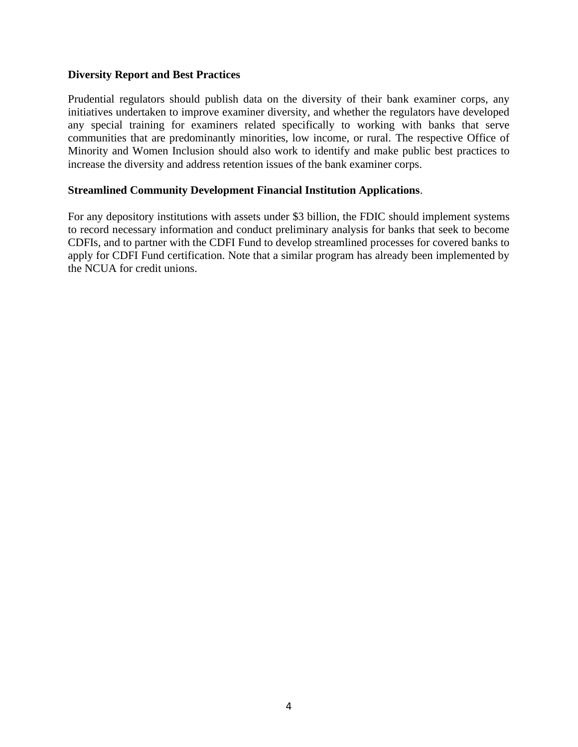**Diversity Report and Best Practices**

Prudential regulators should publish data on the diversity of their bank examiner corps, any initiatives undertaken to improve examiner diversity, and whether the regulators have developed any special training for examiners related specifically to working with banks that serve communities that are predominantly minorities, low income, or rural. The respective Office of Minority and Women Inclusion should also work to identify and make public best practices to increase the diversity and address retention issues of the bank examiner corps.

**Streamlined Community Development Financial Institution Applications**.

For any depository institutions with assets under $3 billion, the FDIC should implement systems to record necessary information and conduct preliminary analysis for banks that seek to become CDFIs, and to partner with the CDFI Fund to develop streamlined processes for covered banks to apply for CDFI Fund certification. Note that a similar program has already been implemented by the NCUA for credit unions.